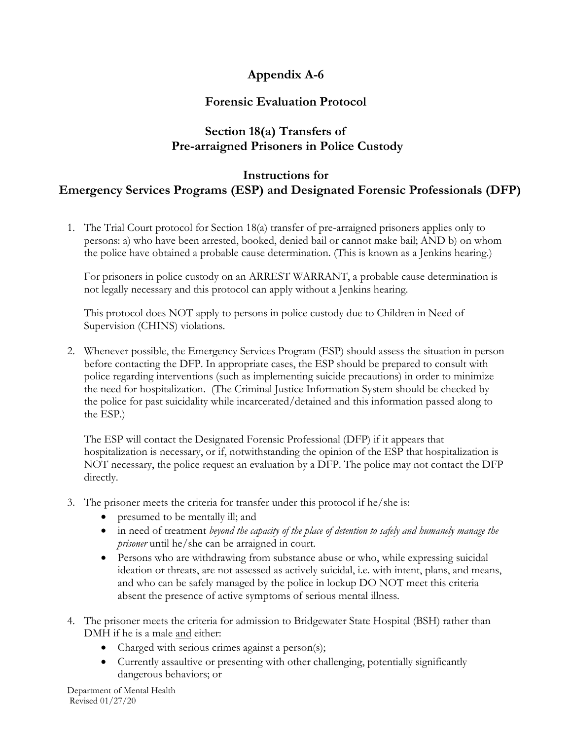# Appendix A-6

## Forensic Evaluation Protocol

## Section 18(a) Transfers of Pre-arraigned Prisoners in Police Custody

## Instructions for Emergency Services Programs (ESP) and Designated Forensic Professionals (DFP)

1. The Trial Court protocol for Section 18(a) transfer of pre-arraigned prisoners applies only to persons: a) who have been arrested, booked, denied bail or cannot make bail; AND b) on whom the police have obtained a probable cause determination. (This is known as a Jenkins hearing.)

   For prisoners in police custody on an ARREST WARRANT, a probable cause determination is not legally necessary and this protocol can apply without a Jenkins hearing.

   This protocol does NOT apply to persons in police custody due to Children in Need of Supervision (CHINS) violations.

2. Whenever possible, the Emergency Services Program (ESP) should assess the situation in person before contacting the DFP. In appropriate cases, the ESP should be prepared to consult with police regarding interventions (such as implementing suicide precautions) in order to minimize the need for hospitalization. (The Criminal Justice Information System should be checked by the police for past suicidality while incarcerated/detained and this information passed along to the ESP.)

   The ESP will contact the Designated Forensic Professional (DFP) if it appears that hospitalization is necessary, or if, notwithstanding the opinion of the ESP that hospitalization is NOT necessary, the police request an evaluation by a DFP. The police may not contact the DFP directly.

3. The prisoner meets the criteria for transfer under this protocol if he/she is:
   - presumed to be mentally ill; and
   - in need of treatment *beyond the capacity of the place of detention to safely and humanely manage the prisoner* until he/she can be arraigned in court.
   - Persons who are withdrawing from substance abuse or who, while expressing suicidal ideation or threats, are not assessed as actively suicidal, i.e. with intent, plans, and means, and who can be safely managed by the police in lockup DO NOT meet this criteria absent the presence of active symptoms of serious mental illness.

4. The prisoner meets the criteria for admission to Bridgewater State Hospital (BSH) rather than DMH if he is a male <u>and</u> either:
   - Charged with serious crimes against a person(s);
   - Currently assaultive or presenting with other challenging, potentially significantly dangerous behaviors; or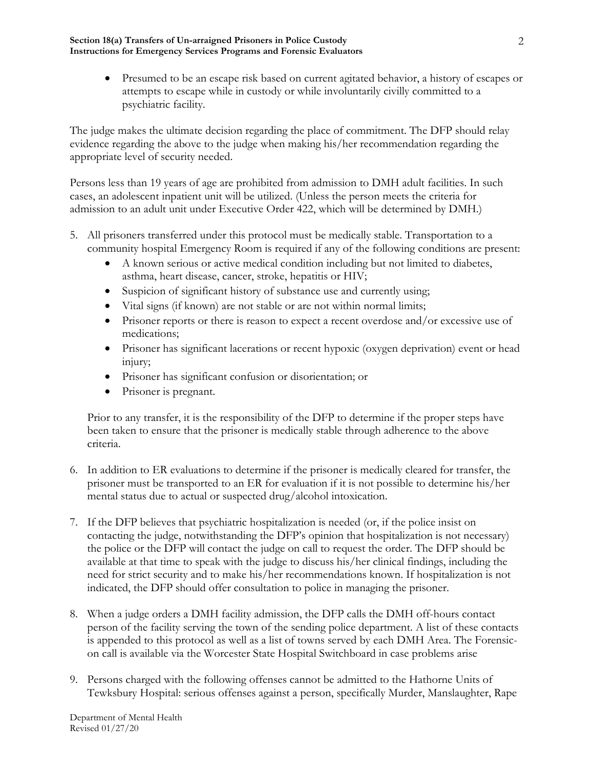- Presumed to be an escape risk based on current agitated behavior, a history of escapes or attempts to escape while in custody or while involuntarily civilly committed to a psychiatric facility.

The judge makes the ultimate decision regarding the place of commitment. The DFP should relay evidence regarding the above to the judge when making his/her recommendation regarding the appropriate level of security needed.

Persons less than 19 years of age are prohibited from admission to DMH adult facilities. In such cases, an adolescent inpatient unit will be utilized. (Unless the person meets the criteria for admission to an adult unit under Executive Order 422, which will be determined by DMH.)

5. All prisoners transferred under this protocol must be medically stable. Transportation to a community hospital Emergency Room is required if any of the following conditions are present:
   - A known serious or active medical condition including but not limited to diabetes, asthma, heart disease, cancer, stroke, hepatitis or HIV;
   - Suspicion of significant history of substance use and currently using;
   - Vital signs (if known) are not stable or are not within normal limits;
   - Prisoner reports or there is reason to expect a recent overdose and/or excessive use of medications;
   - Prisoner has significant lacerations or recent hypoxic (oxygen deprivation) event or head injury;
   - Prisoner has significant confusion or disorientation; or
   - Prisoner is pregnant.

   Prior to any transfer, it is the responsibility of the DFP to determine if the proper steps have been taken to ensure that the prisoner is medically stable through adherence to the above criteria.

6. In addition to ER evaluations to determine if the prisoner is medically cleared for transfer, the prisoner must be transported to an ER for evaluation if it is not possible to determine his/her mental status due to actual or suspected drug/alcohol intoxication.

7. If the DFP believes that psychiatric hospitalization is needed (or, if the police insist on contacting the judge, notwithstanding the DFP's opinion that hospitalization is not necessary) the police or the DFP will contact the judge on call to request the order. The DFP should be available at that time to speak with the judge to discuss his/her clinical findings, including the need for strict security and to make his/her recommendations known. If hospitalization is not indicated, the DFP should offer consultation to police in managing the prisoner.

8. When a judge orders a DMH facility admission, the DFP calls the DMH off-hours contact person of the facility serving the town of the sending police department. A list of these contacts is appended to this protocol as well as a list of towns served by each DMH Area. The Forensic-on call is available via the Worcester State Hospital Switchboard in case problems arise

9. Persons charged with the following offenses cannot be admitted to the Hathorne Units of Tewksbury Hospital: serious offenses against a person, specifically Murder, Manslaughter, Rape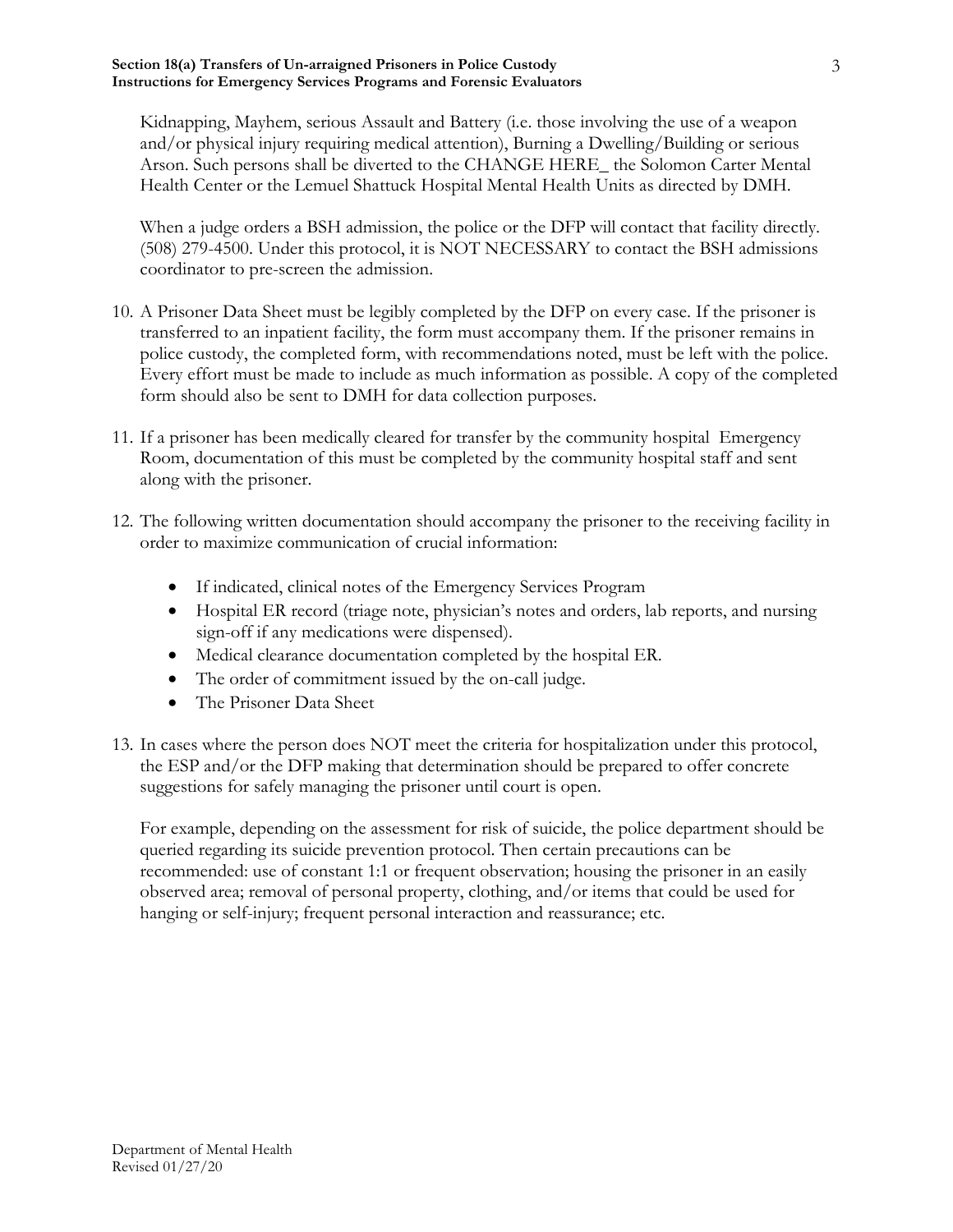Kidnapping, Mayhem, serious Assault and Battery (i.e. those involving the use of a weapon and/or physical injury requiring medical attention), Burning a Dwelling/Building or serious Arson. Such persons shall be diverted to the CHANGE HERE_ the Solomon Carter Mental Health Center or the Lemuel Shattuck Hospital Mental Health Units as directed by DMH.

When a judge orders a BSH admission, the police or the DFP will contact that facility directly. (508) 279-4500. Under this protocol, it is NOT NECESSARY to contact the BSH admissions coordinator to pre-screen the admission.

10. A Prisoner Data Sheet must be legibly completed by the DFP on every case. If the prisoner is transferred to an inpatient facility, the form must accompany them. If the prisoner remains in police custody, the completed form, with recommendations noted, must be left with the police. Every effort must be made to include as much information as possible. A copy of the completed form should also be sent to DMH for data collection purposes.

11. If a prisoner has been medically cleared for transfer by the community hospital Emergency Room, documentation of this must be completed by the community hospital staff and sent along with the prisoner.

12. The following written documentation should accompany the prisoner to the receiving facility in order to maximize communication of crucial information:

    - If indicated, clinical notes of the Emergency Services Program
    - Hospital ER record (triage note, physician's notes and orders, lab reports, and nursing sign-off if any medications were dispensed).
    - Medical clearance documentation completed by the hospital ER.
    - The order of commitment issued by the on-call judge.
    - The Prisoner Data Sheet

13. In cases where the person does NOT meet the criteria for hospitalization under this protocol, the ESP and/or the DFP making that determination should be prepared to offer concrete suggestions for safely managing the prisoner until court is open.

    For example, depending on the assessment for risk of suicide, the police department should be queried regarding its suicide prevention protocol. Then certain precautions can be recommended: use of constant 1:1 or frequent observation; housing the prisoner in an easily observed area; removal of personal property, clothing, and/or items that could be used for hanging or self-injury; frequent personal interaction and reassurance; etc.